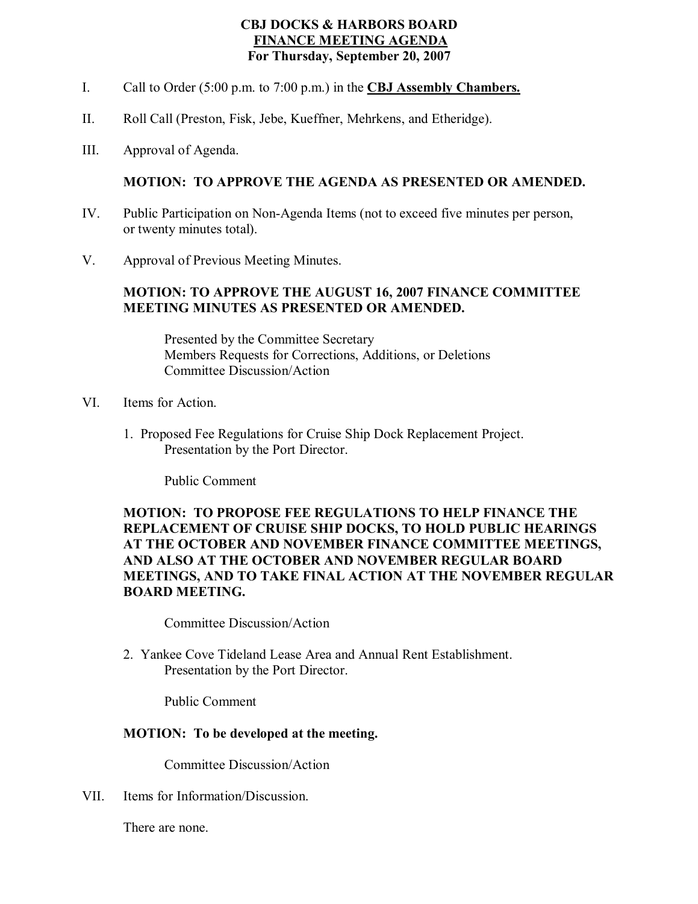# CBJ DOCKS & HARBORS BOARD
## <u>FINANCE MEETING AGENDA</u>
### For Thursday, September 20, 2007

I. Call to Order (5:00 p.m. to 7:00 p.m.) in the **<u>CBJ Assembly Chambers.</u>**

II. Roll Call (Preston, Fisk, Jebe, Kueffner, Mehrkens, and Etheridge).

III. Approval of Agenda.

**MOTION: TO APPROVE THE AGENDA AS PRESENTED OR AMENDED.**

IV. Public Participation on Non-Agenda Items (not to exceed five minutes per person, or twenty minutes total).

V. Approval of Previous Meeting Minutes.

**MOTION: TO APPROVE THE AUGUST 16, 2007 FINANCE COMMITTEE MEETING MINUTES AS PRESENTED OR AMENDED.**

Presented by the Committee Secretary
Members Requests for Corrections, Additions, or Deletions
Committee Discussion/Action

VI. Items for Action.

1. Proposed Fee Regulations for Cruise Ship Dock Replacement Project.
   Presentation by the Port Director.

   Public Comment

**MOTION: TO PROPOSE FEE REGULATIONS TO HELP FINANCE THE REPLACEMENT OF CRUISE SHIP DOCKS, TO HOLD PUBLIC HEARINGS AT THE OCTOBER AND NOVEMBER FINANCE COMMITTEE MEETINGS, AND ALSO AT THE OCTOBER AND NOVEMBER REGULAR BOARD MEETINGS, AND TO TAKE FINAL ACTION AT THE NOVEMBER REGULAR BOARD MEETING.**

Committee Discussion/Action

2. Yankee Cove Tideland Lease Area and Annual Rent Establishment.
   Presentation by the Port Director.

   Public Comment

**MOTION: To be developed at the meeting.**

Committee Discussion/Action

VII. Items for Information/Discussion.

There are none.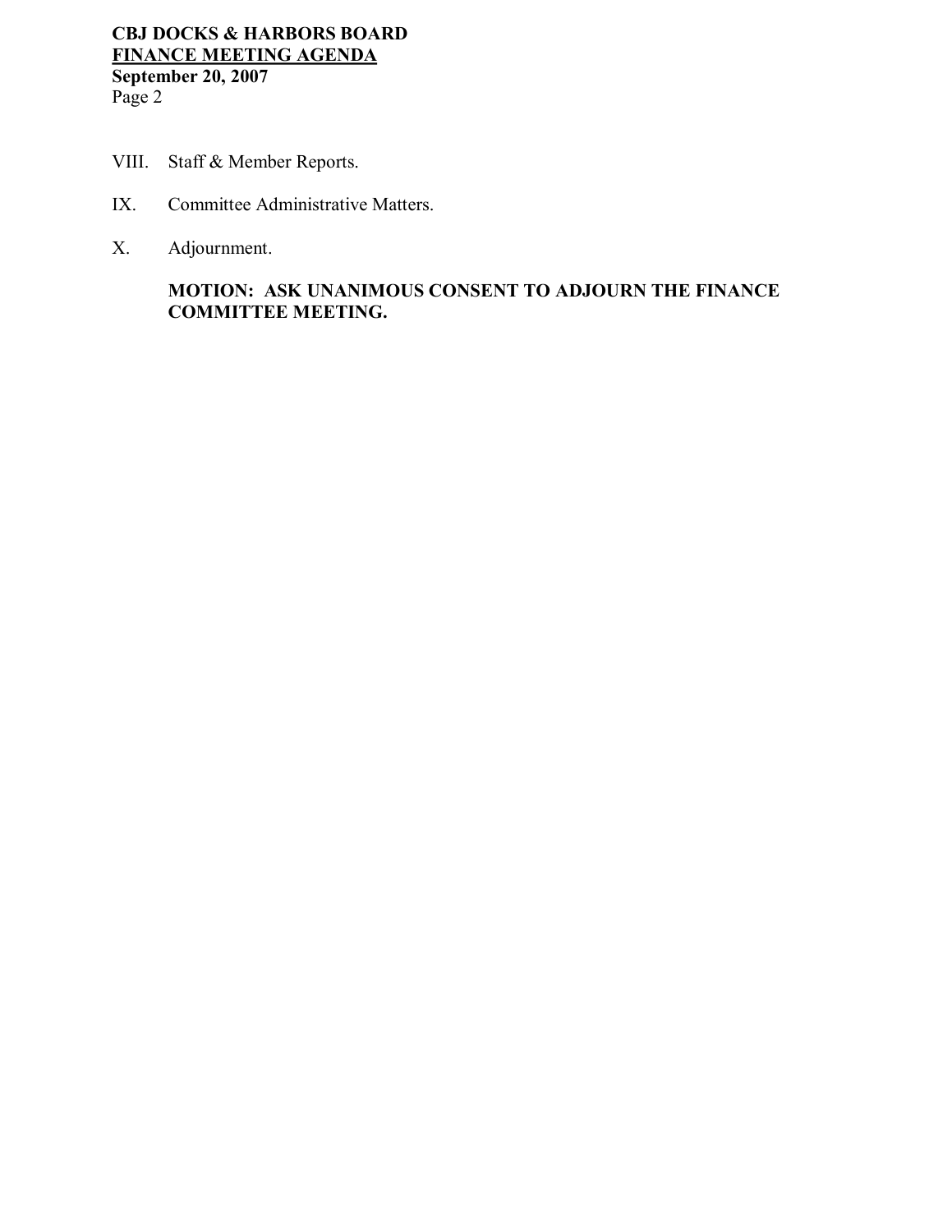VIII. Staff & Member Reports.

IX. Committee Administrative Matters.

X. Adjournment.

**MOTION: ASK UNANIMOUS CONSENT TO ADJOURN THE FINANCE COMMITTEE MEETING.**